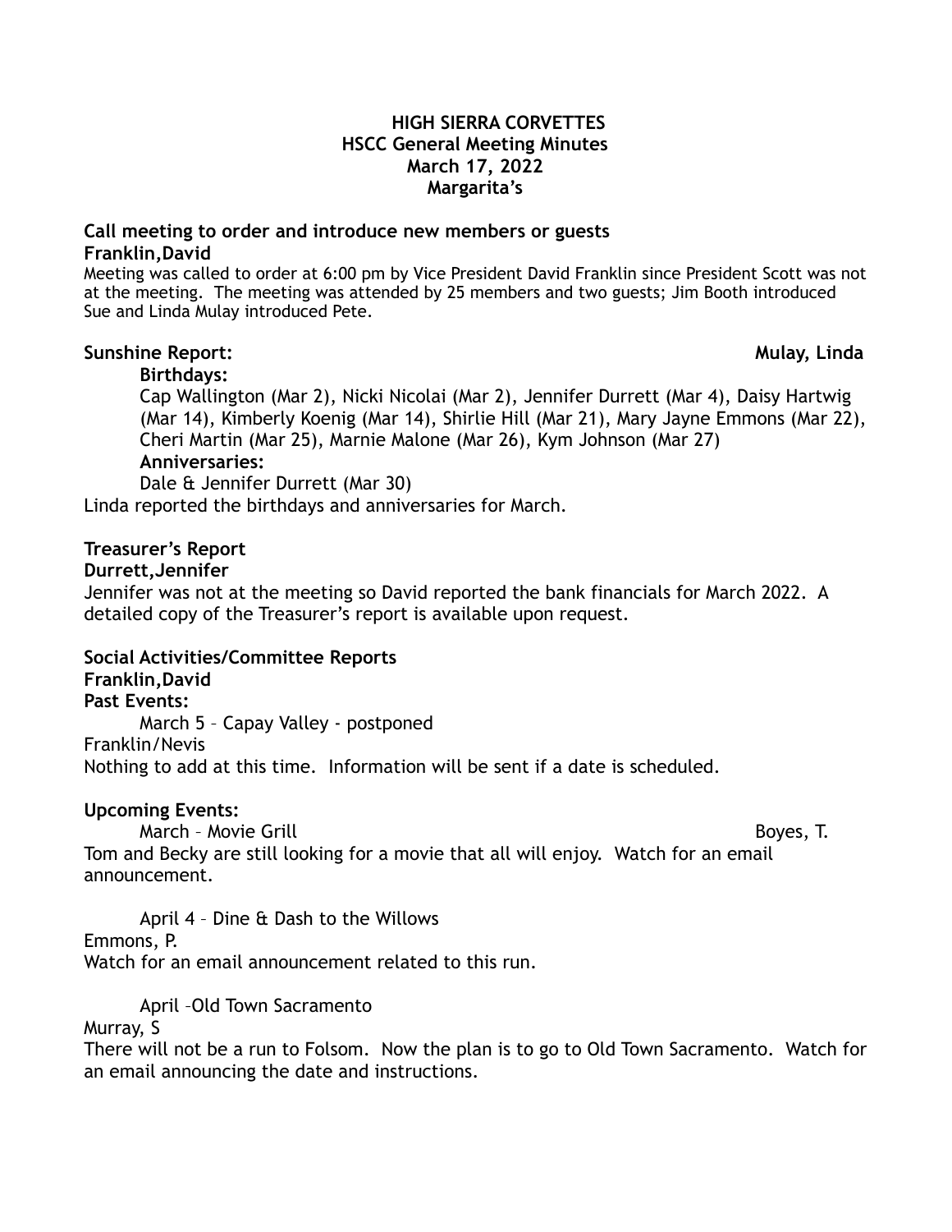**HIGH SIERRA CORVETTES**
**HSCC General Meeting Minutes**
**March 17, 2022**
**Margarita's**

**Call meeting to order and introduce new members or guests**
**Franklin,David**

Meeting was called to order at 6:00 pm by Vice President David Franklin since President Scott was not at the meeting. The meeting was attended by 25 members and two guests; Jim Booth introduced Sue and Linda Mulay introduced Pete.

**Sunshine Report:** **Mulay, Linda**

**Birthdays:**
Cap Wallington (Mar 2), Nicki Nicolai (Mar 2), Jennifer Durrett (Mar 4), Daisy Hartwig (Mar 14), Kimberly Koenig (Mar 14), Shirlie Hill (Mar 21), Mary Jayne Emmons (Mar 22), Cheri Martin (Mar 25), Marnie Malone (Mar 26), Kym Johnson (Mar 27)

**Anniversaries:**
Dale & Jennifer Durrett (Mar 30)

Linda reported the birthdays and anniversaries for March.

**Treasurer's Report**
**Durrett,Jennifer**

Jennifer was not at the meeting so David reported the bank financials for March 2022. A detailed copy of the Treasurer's report is available upon request.

**Social Activities/Committee Reports**
**Franklin,David**
**Past Events:**

March 5 – Capay Valley - postponed
Franklin/Nevis
Nothing to add at this time. Information will be sent if a date is scheduled.

**Upcoming Events:**

March – Movie Grill Boyes, T.
Tom and Becky are still looking for a movie that all will enjoy. Watch for an email announcement.

April 4 – Dine & Dash to the Willows
Emmons, P.
Watch for an email announcement related to this run.

April –Old Town Sacramento
Murray, S
There will not be a run to Folsom. Now the plan is to go to Old Town Sacramento. Watch for an email announcing the date and instructions.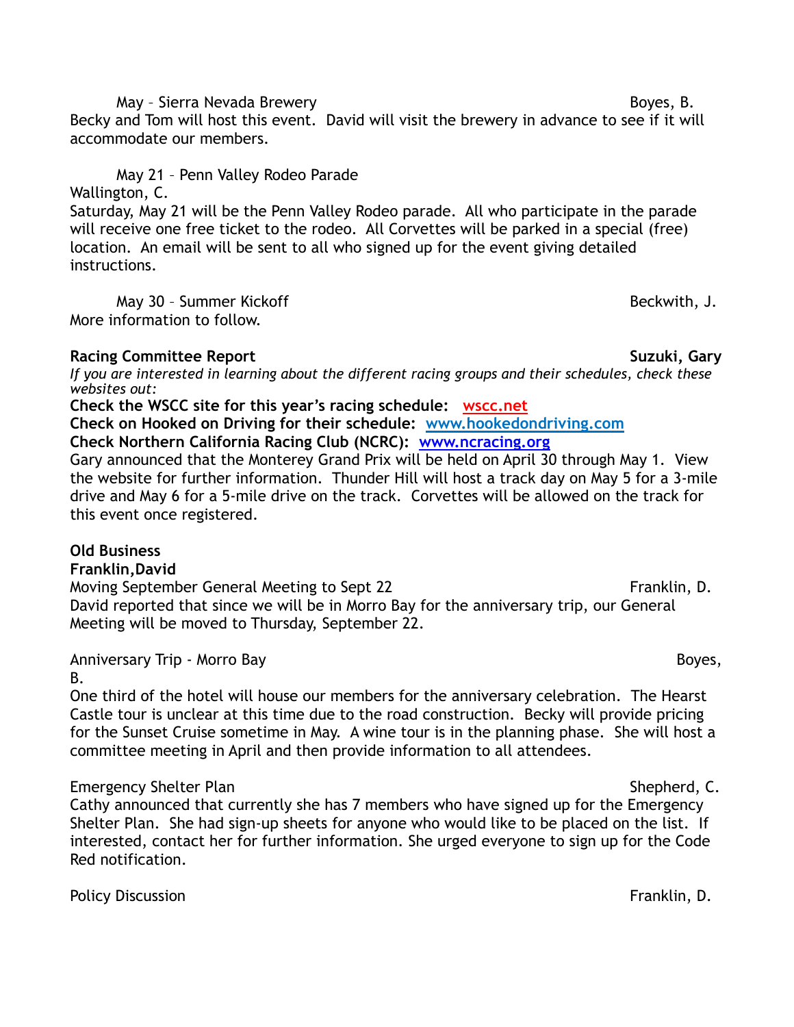May – Sierra Nevada Brewery Boyes, B.

Becky and Tom will host this event. David will visit the brewery in advance to see if it will accommodate our members.

May 21 – Penn Valley Rodeo Parade

Wallington, C.

Saturday, May 21 will be the Penn Valley Rodeo parade. All who participate in the parade will receive one free ticket to the rodeo. All Corvettes will be parked in a special (free) location. An email will be sent to all who signed up for the event giving detailed instructions.

May 30 – Summer Kickoff Beckwith, J.

More information to follow.

**Racing Committee Report** **Suzuki, Gary**

*If you are interested in learning about the different racing groups and their schedules, check these websites out:*

**Check the WSCC site for this year's racing schedule: wscc.net**

**Check on Hooked on Driving for their schedule: www.hookedondriving.com**

**Check Northern California Racing Club (NCRC): www.ncracing.org**

Gary announced that the Monterey Grand Prix will be held on April 30 through May 1. View the website for further information. Thunder Hill will host a track day on May 5 for a 3-mile drive and May 6 for a 5-mile drive on the track. Corvettes will be allowed on the track for this event once registered.

**Old Business**

**Franklin,David**

Moving September General Meeting to Sept 22 Franklin, D.

David reported that since we will be in Morro Bay for the anniversary trip, our General Meeting will be moved to Thursday, September 22.

Anniversary Trip - Morro Bay Boyes, B.

One third of the hotel will house our members for the anniversary celebration. The Hearst Castle tour is unclear at this time due to the road construction. Becky will provide pricing for the Sunset Cruise sometime in May. A wine tour is in the planning phase. She will host a committee meeting in April and then provide information to all attendees.

Emergency Shelter Plan Shepherd, C.

Cathy announced that currently she has 7 members who have signed up for the Emergency Shelter Plan. She had sign-up sheets for anyone who would like to be placed on the list. If interested, contact her for further information. She urged everyone to sign up for the Code Red notification.

Policy Discussion Franklin, D.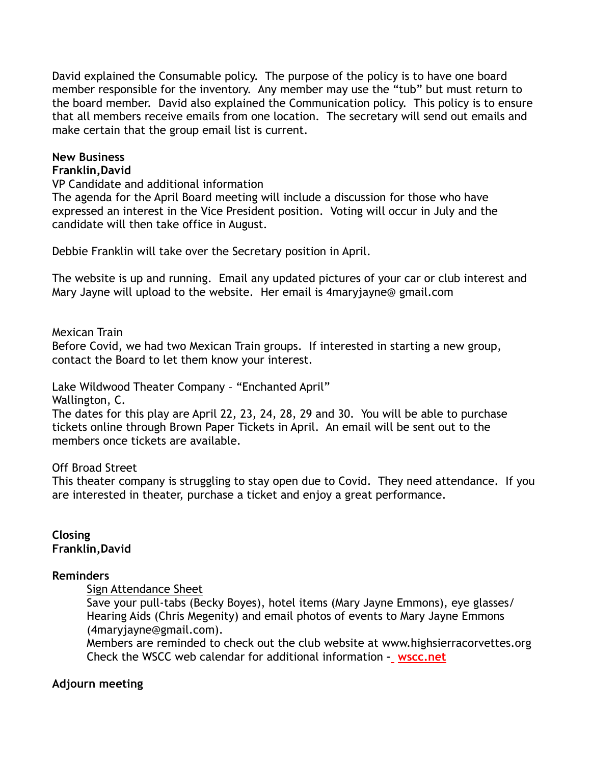David explained the Consumable policy. The purpose of the policy is to have one board member responsible for the inventory. Any member may use the "tub" but must return to the board member. David also explained the Communication policy. This policy is to ensure that all members receive emails from one location. The secretary will send out emails and make certain that the group email list is current.

**New Business**
**Franklin,David**
VP Candidate and additional information
The agenda for the April Board meeting will include a discussion for those who have expressed an interest in the Vice President position. Voting will occur in July and the candidate will then take office in August.

Debbie Franklin will take over the Secretary position in April.

The website is up and running. Email any updated pictures of your car or club interest and Mary Jayne will upload to the website. Her email is 4maryjayne@ gmail.com

Mexican Train
Before Covid, we had two Mexican Train groups. If interested in starting a new group, contact the Board to let them know your interest.

Lake Wildwood Theater Company – "Enchanted April"
Wallington, C.
The dates for this play are April 22, 23, 24, 28, 29 and 30. You will be able to purchase tickets online through Brown Paper Tickets in April. An email will be sent out to the members once tickets are available.

Off Broad Street
This theater company is struggling to stay open due to Covid. They need attendance. If you are interested in theater, purchase a ticket and enjoy a great performance.

**Closing**
**Franklin,David**

**Reminders**

Sign Attendance Sheet
Save your pull-tabs (Becky Boyes), hotel items (Mary Jayne Emmons), eye glasses/ Hearing Aids (Chris Megenity) and email photos of events to Mary Jayne Emmons (4maryjayne@gmail.com).
Members are reminded to check out the club website at www.highsierracorvettes.org
Check the WSCC web calendar for additional information - **wscc.net**

**Adjourn meeting**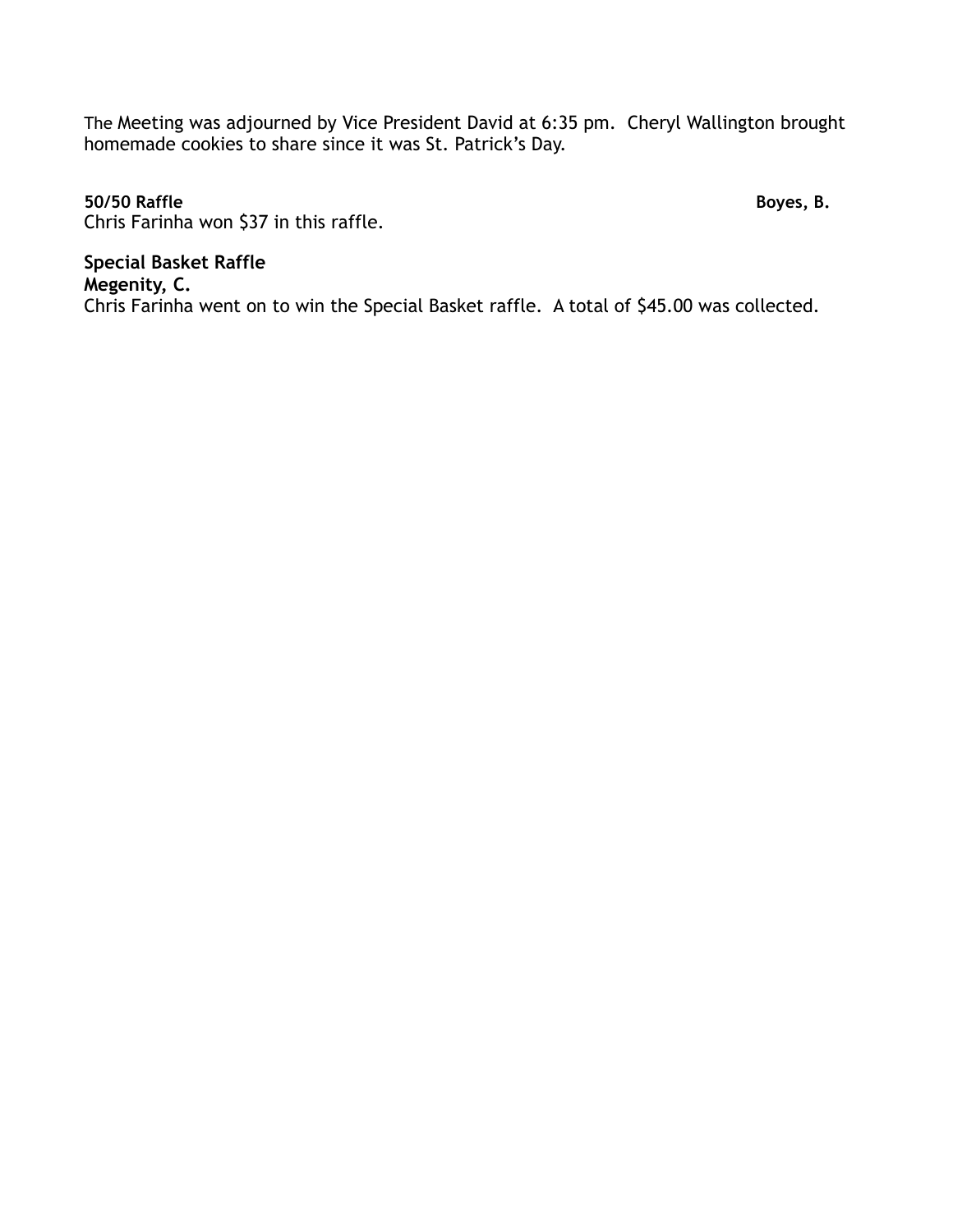The Meeting was adjourned by Vice President David at 6:35 pm. Cheryl Wallington brought homemade cookies to share since it was St. Patrick's Day.

**50/50 Raffle** **Boyes, B.**
Chris Farinha won $37 in this raffle.

**Special Basket Raffle**
**Megenity, C.**
Chris Farinha went on to win the Special Basket raffle. A total of $45.00 was collected.